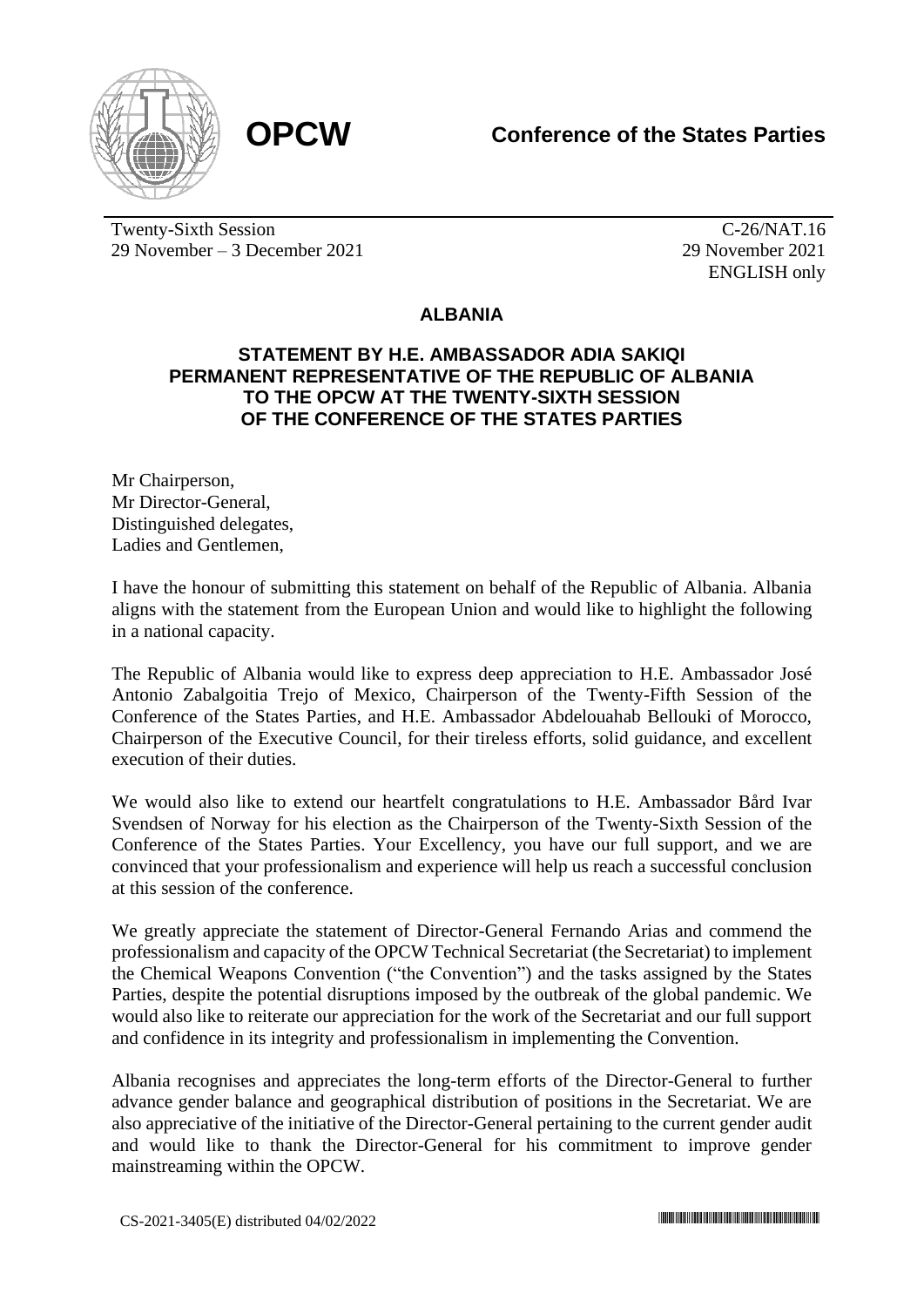**OPCW**

**Conference of the States Parties**

Twenty-Sixth Session
29 November – 3 December 2021

C-26/NAT.16
29 November 2021
ENGLISH only

## ALBANIA

### STATEMENT BY H.E. AMBASSADOR ADIA SAKIQI PERMANENT REPRESENTATIVE OF THE REPUBLIC OF ALBANIA TO THE OPCW AT THE TWENTY-SIXTH SESSION OF THE CONFERENCE OF THE STATES PARTIES

Mr Chairperson,
Mr Director-General,
Distinguished delegates,
Ladies and Gentlemen,

I have the honour of submitting this statement on behalf of the Republic of Albania. Albania aligns with the statement from the European Union and would like to highlight the following in a national capacity.

The Republic of Albania would like to express deep appreciation to H.E. Ambassador José Antonio Zabalgoitia Trejo of Mexico, Chairperson of the Twenty-Fifth Session of the Conference of the States Parties, and H.E. Ambassador Abdelouahab Bellouki of Morocco, Chairperson of the Executive Council, for their tireless efforts, solid guidance, and excellent execution of their duties.

We would also like to extend our heartfelt congratulations to H.E. Ambassador Bård Ivar Svendsen of Norway for his election as the Chairperson of the Twenty-Sixth Session of the Conference of the States Parties. Your Excellency, you have our full support, and we are convinced that your professionalism and experience will help us reach a successful conclusion at this session of the conference.

We greatly appreciate the statement of Director-General Fernando Arias and commend the professionalism and capacity of the OPCW Technical Secretariat (the Secretariat) to implement the Chemical Weapons Convention ("the Convention") and the tasks assigned by the States Parties, despite the potential disruptions imposed by the outbreak of the global pandemic. We would also like to reiterate our appreciation for the work of the Secretariat and our full support and confidence in its integrity and professionalism in implementing the Convention.

Albania recognises and appreciates the long-term efforts of the Director-General to further advance gender balance and geographical distribution of positions in the Secretariat. We are also appreciative of the initiative of the Director-General pertaining to the current gender audit and would like to thank the Director-General for his commitment to improve gender mainstreaming within the OPCW.

CS-2021-3405(E) distributed 04/02/2022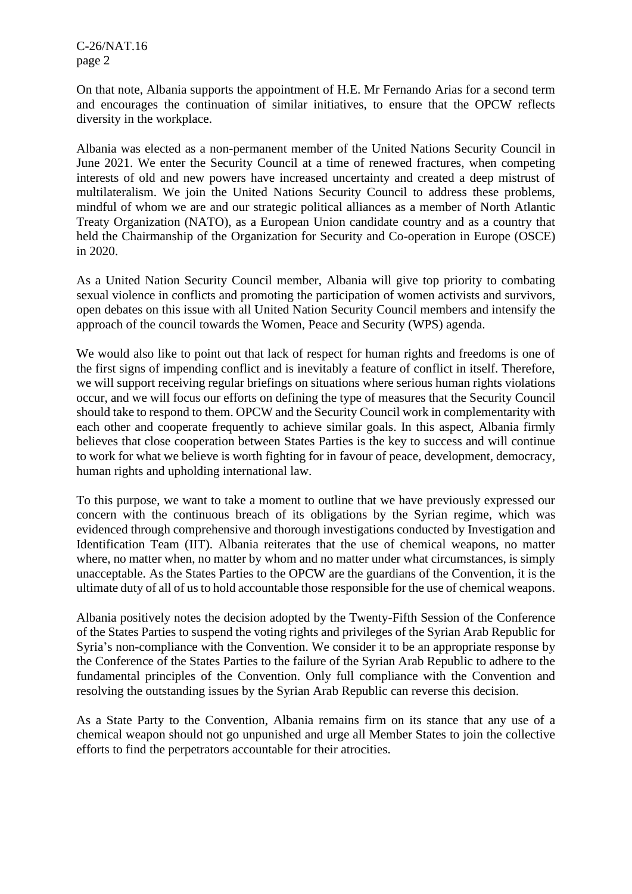On that note, Albania supports the appointment of H.E. Mr Fernando Arias for a second term and encourages the continuation of similar initiatives, to ensure that the OPCW reflects diversity in the workplace.

Albania was elected as a non-permanent member of the United Nations Security Council in June 2021. We enter the Security Council at a time of renewed fractures, when competing interests of old and new powers have increased uncertainty and created a deep mistrust of multilateralism. We join the United Nations Security Council to address these problems, mindful of whom we are and our strategic political alliances as a member of North Atlantic Treaty Organization (NATO), as a European Union candidate country and as a country that held the Chairmanship of the Organization for Security and Co-operation in Europe (OSCE) in 2020.

As a United Nation Security Council member, Albania will give top priority to combating sexual violence in conflicts and promoting the participation of women activists and survivors, open debates on this issue with all United Nation Security Council members and intensify the approach of the council towards the Women, Peace and Security (WPS) agenda.

We would also like to point out that lack of respect for human rights and freedoms is one of the first signs of impending conflict and is inevitably a feature of conflict in itself. Therefore, we will support receiving regular briefings on situations where serious human rights violations occur, and we will focus our efforts on defining the type of measures that the Security Council should take to respond to them. OPCW and the Security Council work in complementarity with each other and cooperate frequently to achieve similar goals. In this aspect, Albania firmly believes that close cooperation between States Parties is the key to success and will continue to work for what we believe is worth fighting for in favour of peace, development, democracy, human rights and upholding international law.

To this purpose, we want to take a moment to outline that we have previously expressed our concern with the continuous breach of its obligations by the Syrian regime, which was evidenced through comprehensive and thorough investigations conducted by Investigation and Identification Team (IIT). Albania reiterates that the use of chemical weapons, no matter where, no matter when, no matter by whom and no matter under what circumstances, is simply unacceptable. As the States Parties to the OPCW are the guardians of the Convention, it is the ultimate duty of all of us to hold accountable those responsible for the use of chemical weapons.

Albania positively notes the decision adopted by the Twenty-Fifth Session of the Conference of the States Parties to suspend the voting rights and privileges of the Syrian Arab Republic for Syria's non-compliance with the Convention. We consider it to be an appropriate response by the Conference of the States Parties to the failure of the Syrian Arab Republic to adhere to the fundamental principles of the Convention. Only full compliance with the Convention and resolving the outstanding issues by the Syrian Arab Republic can reverse this decision.

As a State Party to the Convention, Albania remains firm on its stance that any use of a chemical weapon should not go unpunished and urge all Member States to join the collective efforts to find the perpetrators accountable for their atrocities.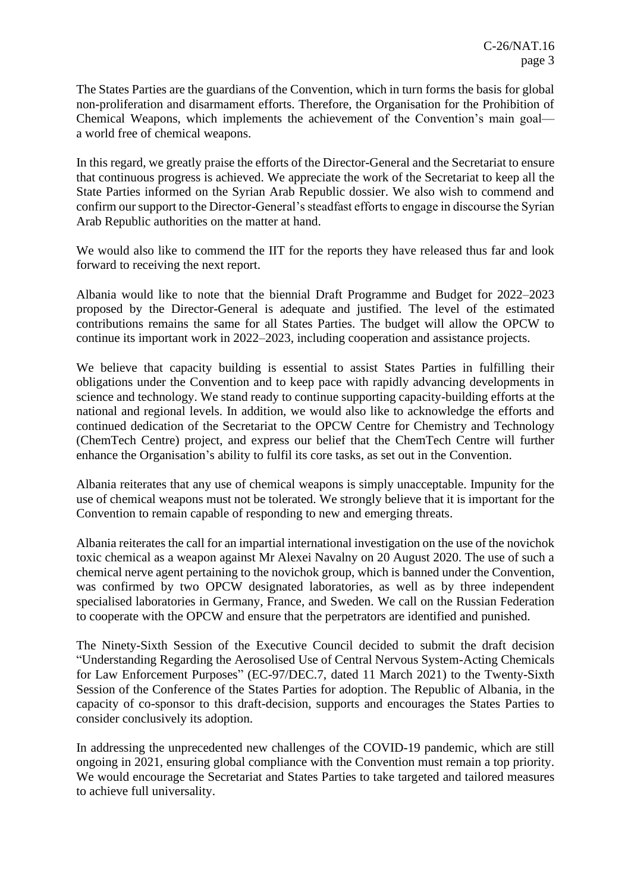The States Parties are the guardians of the Convention, which in turn forms the basis for global non-proliferation and disarmament efforts. Therefore, the Organisation for the Prohibition of Chemical Weapons, which implements the achievement of the Convention's main goal—a world free of chemical weapons.

In this regard, we greatly praise the efforts of the Director-General and the Secretariat to ensure that continuous progress is achieved. We appreciate the work of the Secretariat to keep all the State Parties informed on the Syrian Arab Republic dossier. We also wish to commend and confirm our support to the Director-General's steadfast efforts to engage in discourse the Syrian Arab Republic authorities on the matter at hand.

We would also like to commend the IIT for the reports they have released thus far and look forward to receiving the next report.

Albania would like to note that the biennial Draft Programme and Budget for 2022–2023 proposed by the Director-General is adequate and justified. The level of the estimated contributions remains the same for all States Parties. The budget will allow the OPCW to continue its important work in 2022–2023, including cooperation and assistance projects.

We believe that capacity building is essential to assist States Parties in fulfilling their obligations under the Convention and to keep pace with rapidly advancing developments in science and technology. We stand ready to continue supporting capacity-building efforts at the national and regional levels. In addition, we would also like to acknowledge the efforts and continued dedication of the Secretariat to the OPCW Centre for Chemistry and Technology (ChemTech Centre) project, and express our belief that the ChemTech Centre will further enhance the Organisation's ability to fulfil its core tasks, as set out in the Convention.

Albania reiterates that any use of chemical weapons is simply unacceptable. Impunity for the use of chemical weapons must not be tolerated. We strongly believe that it is important for the Convention to remain capable of responding to new and emerging threats.

Albania reiterates the call for an impartial international investigation on the use of the novichok toxic chemical as a weapon against Mr Alexei Navalny on 20 August 2020. The use of such a chemical nerve agent pertaining to the novichok group, which is banned under the Convention, was confirmed by two OPCW designated laboratories, as well as by three independent specialised laboratories in Germany, France, and Sweden. We call on the Russian Federation to cooperate with the OPCW and ensure that the perpetrators are identified and punished.

The Ninety-Sixth Session of the Executive Council decided to submit the draft decision "Understanding Regarding the Aerosolised Use of Central Nervous System-Acting Chemicals for Law Enforcement Purposes" (EC-97/DEC.7, dated 11 March 2021) to the Twenty-Sixth Session of the Conference of the States Parties for adoption. The Republic of Albania, in the capacity of co-sponsor to this draft-decision, supports and encourages the States Parties to consider conclusively its adoption.

In addressing the unprecedented new challenges of the COVID-19 pandemic, which are still ongoing in 2021, ensuring global compliance with the Convention must remain a top priority. We would encourage the Secretariat and States Parties to take targeted and tailored measures to achieve full universality.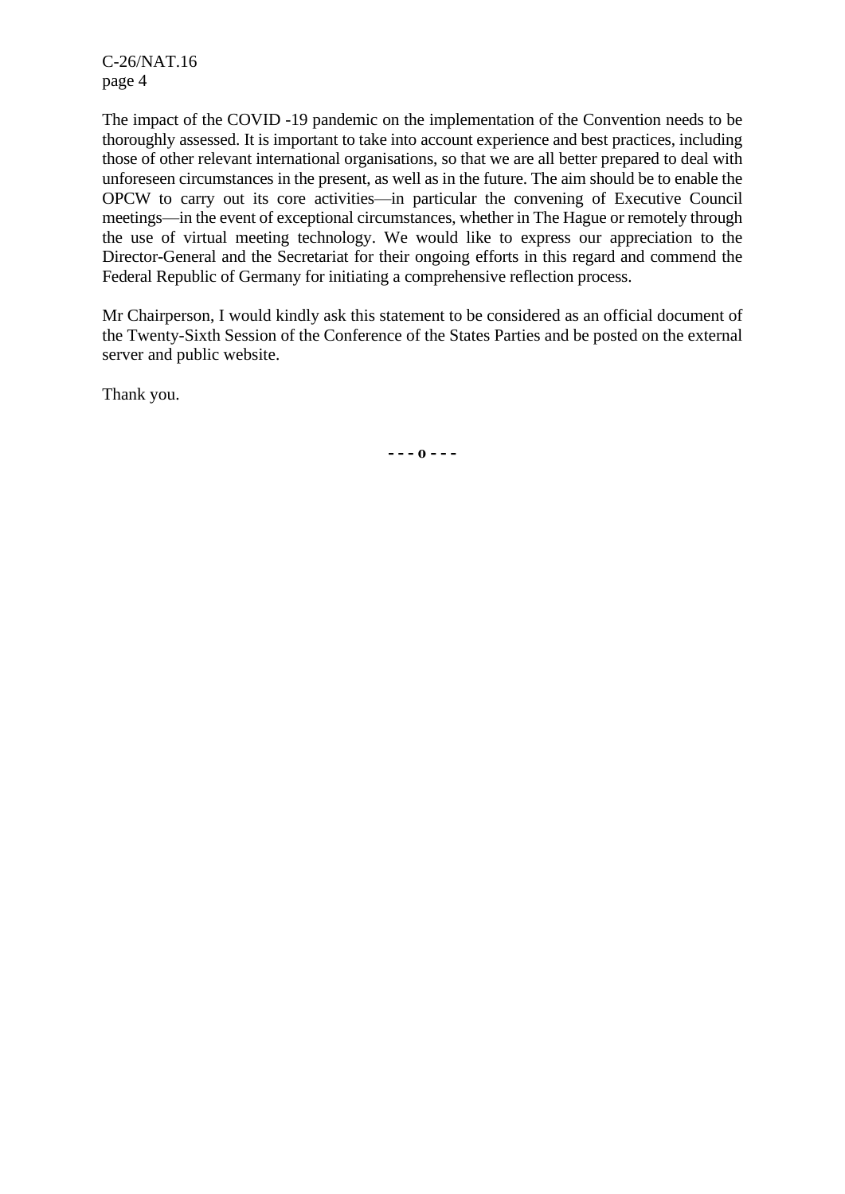The impact of the COVID -19 pandemic on the implementation of the Convention needs to be thoroughly assessed. It is important to take into account experience and best practices, including those of other relevant international organisations, so that we are all better prepared to deal with unforeseen circumstances in the present, as well as in the future. The aim should be to enable the OPCW to carry out its core activities—in particular the convening of Executive Council meetings—in the event of exceptional circumstances, whether in The Hague or remotely through the use of virtual meeting technology. We would like to express our appreciation to the Director-General and the Secretariat for their ongoing efforts in this regard and commend the Federal Republic of Germany for initiating a comprehensive reflection process.

Mr Chairperson, I would kindly ask this statement to be considered as an official document of the Twenty-Sixth Session of the Conference of the States Parties and be posted on the external server and public website.

Thank you.

**- - - o - - -**